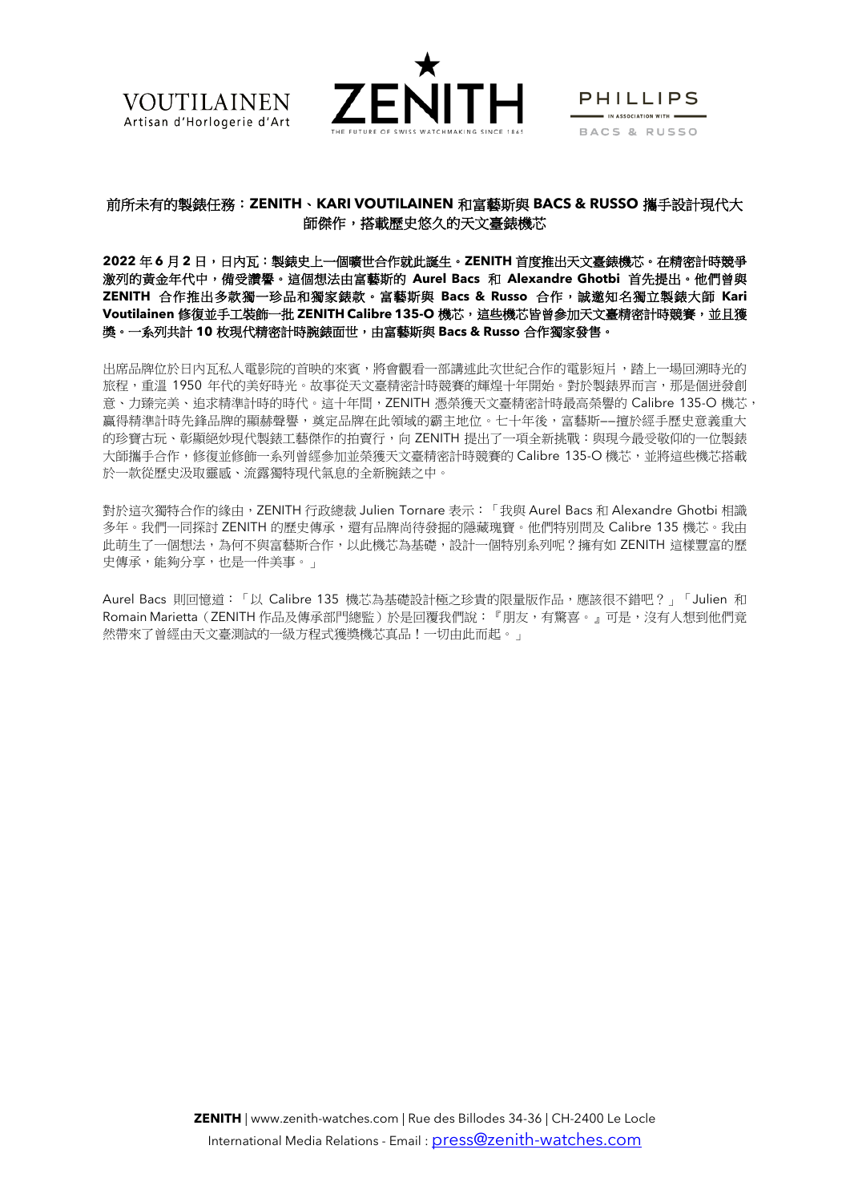VOUTILAINEN
Artisan d'Horlogerie d'Art

ZENITH
THE FUTURE OF SWISS WATCHMAKING SINCE 1865

PHILLIPS
IN ASSOCIATION WITH
BACS & RUSSO

# 前所未有的製錶任務：ZENITH、KARI VOUTILAINEN 和富藝斯與 BACS & RUSSO 攜手設計現代大師傑作，搭載歷史悠久的天文臺錶機芯

**2022 年 6 月 2 日，日內瓦：製錶史上一個曠世合作就此誕生。ZENITH 首度推出天文臺錶機芯。在精密計時競爭激烈的黃金年代中，備受讚譽。這個想法由富藝斯的 Aurel Bacs 和 Alexandre Ghotbi 首先提出。他們曾與 ZENITH 合作推出多款獨一珍品和獨家錶款。富藝斯與 Bacs & Russo 合作，誠邀知名獨立製錶大師 Kari Voutilainen 修復並手工裝飾一批 ZENITH Calibre 135-O 機芯，這些機芯皆曾參加天文臺精密計時競賽，並且獲獎。一系列共計 10 枚現代精密計時腕錶面世，由富藝斯與 Bacs & Russo 合作獨家發售。**

出席品牌位於日內瓦私人電影院的首映的來賓，將會觀看一部講述此次世紀合作的電影短片，踏上一場回溯時光的旅程，重溫 1950 年代的美好時光。故事從天文臺精密計時競賽的輝煌十年開始。對於製錶界而言，那是個迸發創意、力臻完美、追求精準計時的時代。這十年間，ZENITH 憑榮獲天文臺精密計時最高榮譽的 Calibre 135-O 機芯，贏得精準計時先鋒品牌的顯赫聲譽，奠定品牌在此領域的霸主地位。七十年後，富藝斯––擅於經手歷史意義重大的珍寶古玩、彰顯絕妙現代製錶工藝傑作的拍賣行，向 ZENITH 提出了一項全新挑戰：與現今最受敬仰的一位製錶大師攜手合作，修復並修飾一系列曾經參加並榮獲天文臺精密計時競賽的 Calibre 135-O 機芯，並將這些機芯搭載於一款從歷史汲取靈感、流露獨特現代氣息的全新腕錶之中。

對於這次獨特合作的緣由，ZENITH 行政總裁 Julien Tornare 表示：「我與 Aurel Bacs 和 Alexandre Ghotbi 相識多年。我們一同探討 ZENITH 的歷史傳承，還有品牌尚待發掘的隱藏瑰寶。他們特別問及 Calibre 135 機芯。我由此萌生了一個想法，為何不與富藝斯合作，以此機芯為基礎，設計一個特別系列呢？擁有如 ZENITH 這樣豐富的歷史傳承，能夠分享，也是一件美事。」

Aurel Bacs 則回憶道：「以 Calibre 135 機芯為基礎設計極之珍貴的限量版作品，應該很不錯吧？」「Julien 和 Romain Marietta（ZENITH 作品及傳承部門總監）於是回覆我們說：『朋友，有驚喜。』可是，沒有人想到他們竟然帶來了曾經由天文臺測試的一級方程式獲獎機芯真品！一切由此而起。」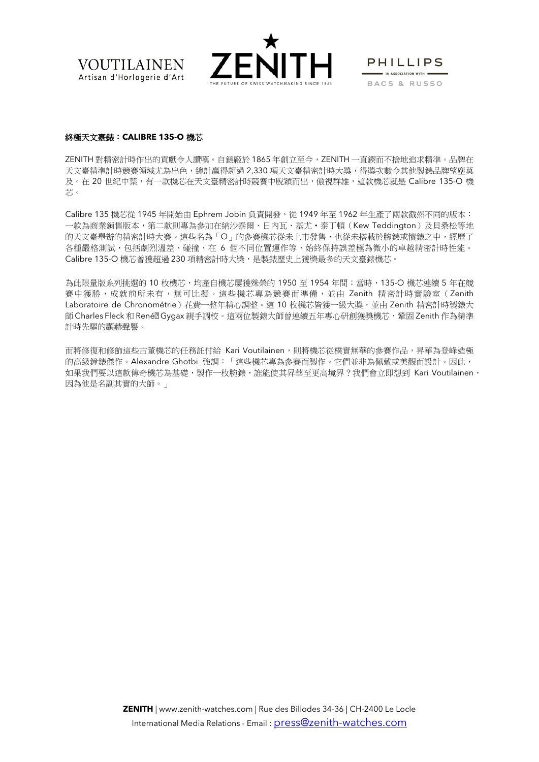**終極天文臺錶：CALIBRE 135-O 機芯**

ZENITH 對精密計時作出的貢獻令人讚嘆。自錶廠於 1865 年創立至今，ZENITH 一直鍥而不捨地追求精準。品牌在天文臺精準計時競賽領域尤為出色，總計贏得超過 2,330 項天文臺精密計時大獎，得獎次數令其他製錶品牌望塵莫及。在 20 世紀中葉，有一款機芯在天文臺精密計時競賽中脫穎而出，傲視群雄，這款機芯就是 Calibre 135-O 機芯。

Calibre 135 機芯從 1945 年開始由 Ephrem Jobin 負責開發，從 1949 年至 1962 年生產了兩款截然不同的版本：一款為商業銷售版本，第二款則專為參加在納沙泰爾、日內瓦、基尤・泰丁頓（Kew Teddington）及貝桑松等地的天文臺舉辦的精密計時大賽。這些名為「O」的參賽機芯從未上市發售，也從未搭載於腕錶或懷錶之中，經歷了各種嚴格測試，包括劇烈溫差、碰撞，在 6 個不同位置運作等，始終保持誤差極為微小的卓越精密計時性能。Calibre 135-O 機芯曾獲超過 230 項精密計時大獎，是製錶歷史上獲獎最多的天文臺錶機芯。

為此限量版系列挑選的 10 枚機芯，均產自機芯屢獲殊榮的 1950 至 1954 年間；當時，135-O 機芯連續 5 年在競賽中獲勝，成就前所未有，無可比擬。這些機芯專為競賽而準備，並由 Zenith 精密計時實驗室（Zenith Laboratoire de Chronométrie）花費一整年精心調整。這 10 枚機芯皆獲一級大獎，並由 Zenith 精密計時製錶大師 Charles Fleck 和 René Gygax 親手調校。這兩位製錶大師曾連續五年專心研創獲獎機芯，鞏固 Zenith 作為精準計時先驅的顯赫聲譽。

而將修復和修飾這些古董機芯的任務託付給 Kari Voutilainen，則將機芯從樸實無華的參賽作品，昇華為登峰造極的高級鐘錶傑作。Alexandre Ghotbi 強調：「這些機芯專為參賽而製作。它們並非為佩戴或美觀而設計。因此，如果我們要以這款傳奇機芯為基礎，製作一枚腕錶，誰能使其昇華至更高境界？我們會立即想到 Kari Voutilainen，因為他是名副其實的大師。」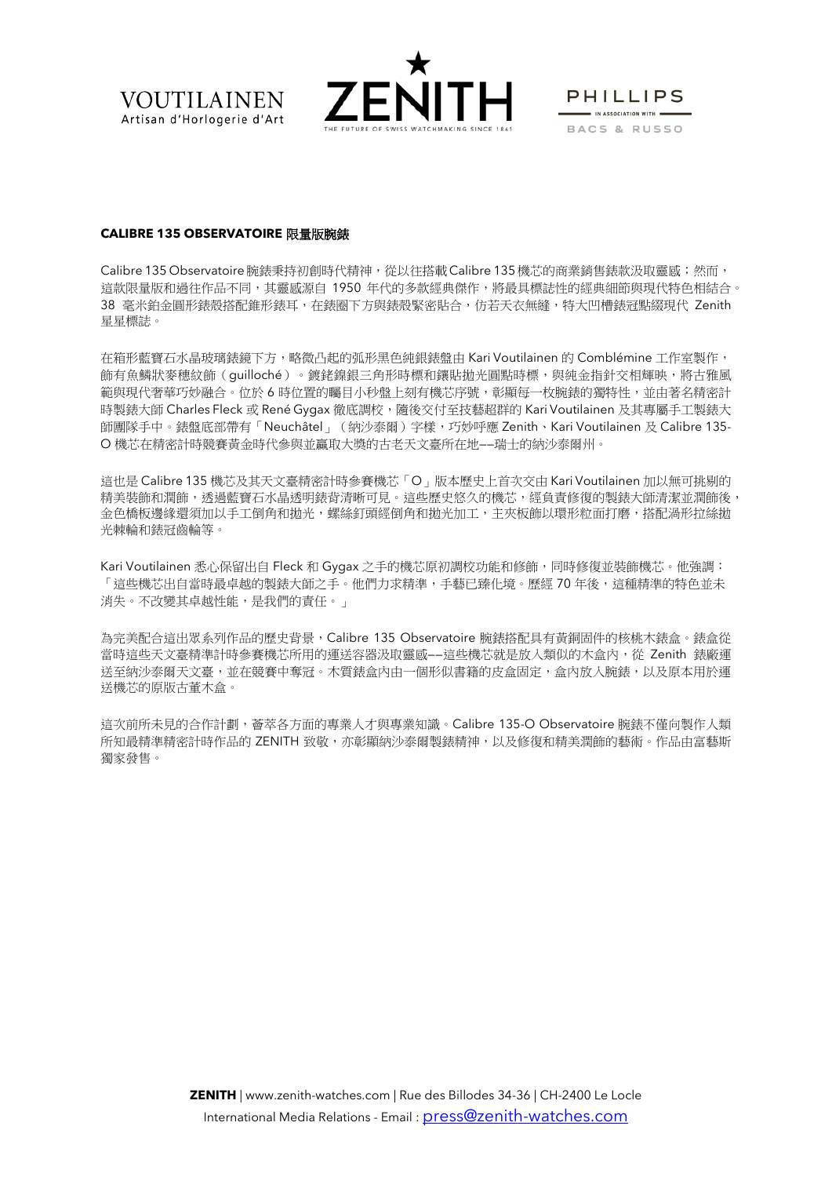**CALIBRE 135 OBSERVATOIRE 限量版腕錶**

Calibre 135 Observatoire 腕錶秉持初創時代精神，從以往搭載 Calibre 135 機芯的商業銷售錶款汲取靈感；然而，這款限量版和過往作品不同，其靈感源自 1950 年代的多款經典傑作，將最具標誌性的經典細節與現代特色相結合。38 毫米鉑金圓形錶殼搭配錐形錶耳，在錶圈下方與錶殼緊密貼合，仿若天衣無縫，特大凹槽錶冠點綴現代 Zenith 星星標誌。

在箱形藍寶石水晶玻璃錶鏡下方，略微凸起的弧形黑色純銀錶盤由 Kari Voutilainen 的 Comblémine 工作室製作，飾有魚鱗狀麥穗紋飾（guilloché）。鍍銠鎳銀三角形時標和鑲貼拋光圓點時標，與純金指針交相輝映，將古雅風範與現代奢華巧妙融合。位於 6 時位置的矚目小秒盤上刻有機芯序號，彰顯每一枚腕錶的獨特性，並由著名精密計時製錶大師 Charles Fleck 或 René Gygax 徹底調校，隨後交付至技藝超群的 Kari Voutilainen 及其專屬手工製錶大師團隊手中。錶盤底部帶有「Neuchâtel」（納沙泰爾）字樣，巧妙呼應 Zenith、Kari Voutilainen 及 Calibre 135-O 機芯在精密計時競賽黃金時代參與並贏取大獎的古老天文臺所在地––瑞士的納沙泰爾州。

這也是 Calibre 135 機芯及其天文臺精密計時參賽機芯「O」版本歷史上首次交由 Kari Voutilainen 加以無可挑剔的精美裝飾和潤飾，透過藍寶石水晶透明錶背清晰可見。這些歷史悠久的機芯，經負責修復的製錶大師清潔並潤飾後，金色橋板邊緣還須加以手工倒角和拋光，螺絲釘頭經倒角和拋光加工，主夾板飾以環形粒面打磨，搭配渦形拉絲拋光棘輪和錶冠齒輪等。

Kari Voutilainen 悉心保留出自 Fleck 和 Gygax 之手的機芯原初調校功能和修飾，同時修復並裝飾機芯。他強調：「這些機芯出自當時最卓越的製錶大師之手。他們力求精準，手藝已臻化境。歷經 70 年後，這種精準的特色並未消失。不改變其卓越性能，是我們的責任。」

為完美配合這出眾系列作品的歷史背景，Calibre 135 Observatoire 腕錶搭配具有黃銅固件的核桃木錶盒。錶盒從當時這些天文臺精準計時參賽機芯所用的運送容器汲取靈感––這些機芯就是放入類似的木盒內，從 Zenith 錶廠運送至納沙泰爾天文臺，並在競賽中奪冠。木質錶盒內由一個形似書籍的皮盒固定，盒內放入腕錶，以及原本用於運送機芯的原版古董木盒。

這次前所未見的合作計劃，薈萃各方面的專業人才與專業知識。Calibre 135-O Observatoire 腕錶不僅向製作人類所知最精準精密計時作品的 ZENITH 致敬，亦彰顯納沙泰爾製錶精神，以及修復和精美潤飾的藝術。作品由富藝斯獨家發售。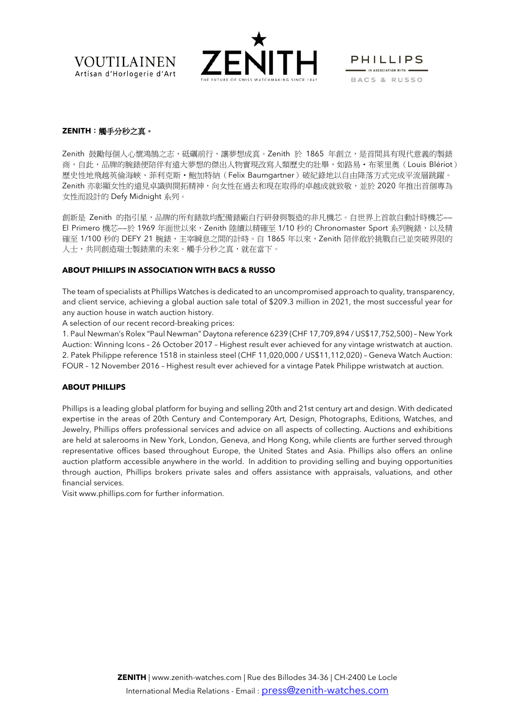**ZENITH：觸手分秒之真。**

Zenith 鼓勵每個人心懷鴻鵠之志，砥礪前行，讓夢想成真。Zenith 於 1865 年創立，是首間具有現代意義的製錶商，自此，品牌的腕錶便陪伴有遠大夢想的傑出人物實現改寫人類歷史的壯舉，如路易・布萊里奧（Louis Blériot）歷史性地飛越英倫海峽、菲利克斯・鮑加特納（Felix Baumgartner）破紀錄地以自由降落方式完成平流層跳躍。Zenith 亦彰顯女性的遠見卓識與開拓精神，向女性在過去和現在取得的卓越成就致敬，並於 2020 年推出首個專為女性而設計的 Defy Midnight 系列。

創新是 Zenith 的指引星，品牌的所有錶款均配備錶廠自行研發與製造的非凡機芯。自世界上首款自動計時機芯––El Primero 機芯––於 1969 年面世以來，Zenith 陸續以精確至 1/10 秒的 Chronomaster Sport 系列腕錶，以及精確至 1/100 秒的 DEFY 21 腕錶，主宰瞬息之間的計時。自 1865 年以來，Zenith 陪伴敢於挑戰自己並突破界限的人士，共同創造瑞士製錶業的未來。觸手分秒之真，就在當下。

**ABOUT PHILLIPS IN ASSOCIATION WITH BACS & RUSSO**

The team of specialists at Phillips Watches is dedicated to an uncompromised approach to quality, transparency, and client service, achieving a global auction sale total of $209.3 million in 2021, the most successful year for any auction house in watch auction history.

A selection of our recent record-breaking prices:

1. Paul Newman's Rolex "Paul Newman" Daytona reference 6239 (CHF 17,709,894 / US$17,752,500) – New York Auction: Winning Icons – 26 October 2017 – Highest result ever achieved for any vintage wristwatch at auction.
2. Patek Philippe reference 1518 in stainless steel (CHF 11,020,000 / US$11,112,020) – Geneva Watch Auction: FOUR – 12 November 2016 – Highest result ever achieved for a vintage Patek Philippe wristwatch at auction.

**ABOUT PHILLIPS**

Phillips is a leading global platform for buying and selling 20th and 21st century art and design. With dedicated expertise in the areas of 20th Century and Contemporary Art, Design, Photographs, Editions, Watches, and Jewelry, Phillips offers professional services and advice on all aspects of collecting. Auctions and exhibitions are held at salerooms in New York, London, Geneva, and Hong Kong, while clients are further served through representative offices based throughout Europe, the United States and Asia. Phillips also offers an online auction platform accessible anywhere in the world. In addition to providing selling and buying opportunities through auction, Phillips brokers private sales and offers assistance with appraisals, valuations, and other financial services.

Visit www.phillips.com for further information.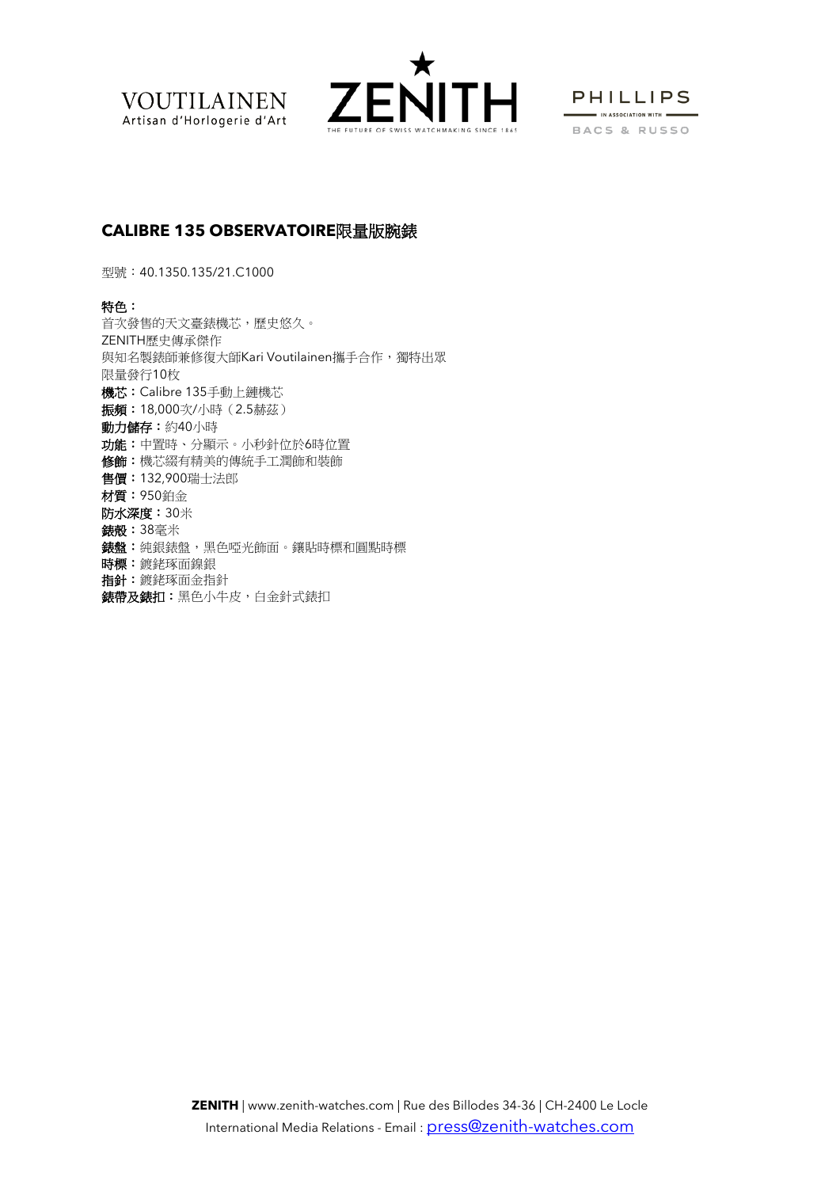VOUTILAINEN
Artisan d'Horlogerie d'Art

ZENITH
THE FUTURE OF SWISS WATCHMAKING SINCE 1865

PHILLIPS
IN ASSOCIATION WITH
BACS & RUSSO

## CALIBRE 135 OBSERVATOIRE限量版腕錶

型號：40.1350.135/21.C1000

**特色：**
首次發售的天文臺錶機芯，歷史悠久。
ZENITH歷史傳承傑作
與知名製錶師兼修復大師Kari Voutilainen攜手合作，獨特出眾
限量發行10枚
**機芯：**Calibre 135手動上鏈機芯
**振頻：**18,000次/小時（2.5赫茲）
**動力儲存：**約40小時
**功能：**中置時、分顯示。小秒針位於6時位置
**修飾：**機芯綴有精美的傳統手工潤飾和裝飾
**售價：**132,900瑞士法郎
**材質：**950鉑金
**防水深度：**30米
**錶殼：**38毫米
**錶盤：**純銀錶盤，黑色啞光飾面。鑲貼時標和圓點時標
**時標：**鍍銠琢面鎳銀
**指針：**鍍銠琢面金指針
**錶帶及錶扣：**黑色小牛皮，白金針式錶扣

**ZENITH** | www.zenith-watches.com | Rue des Billodes 34-36 | CH-2400 Le Locle
International Media Relations - Email : press@zenith-watches.com